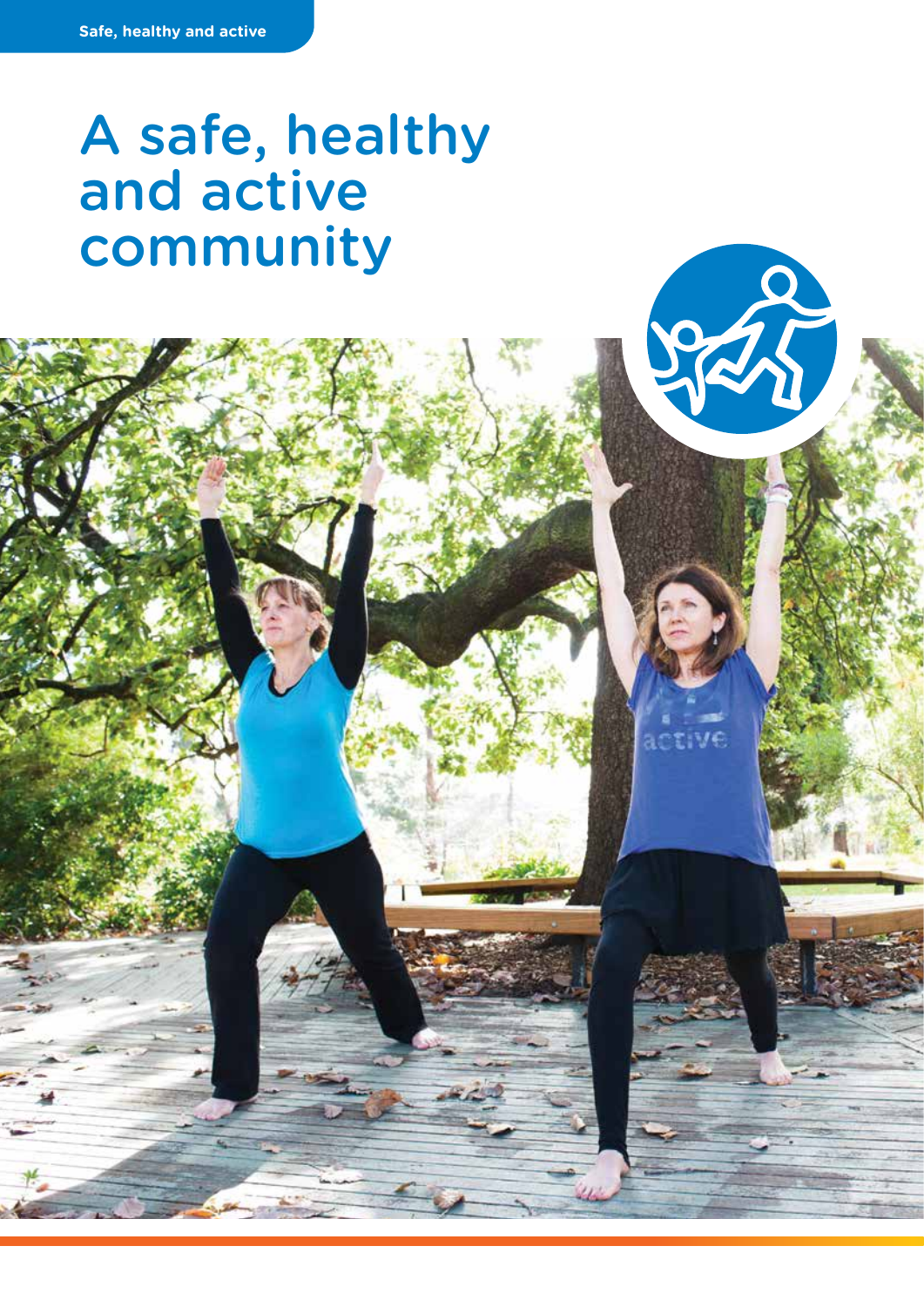# A safe, healthy and active community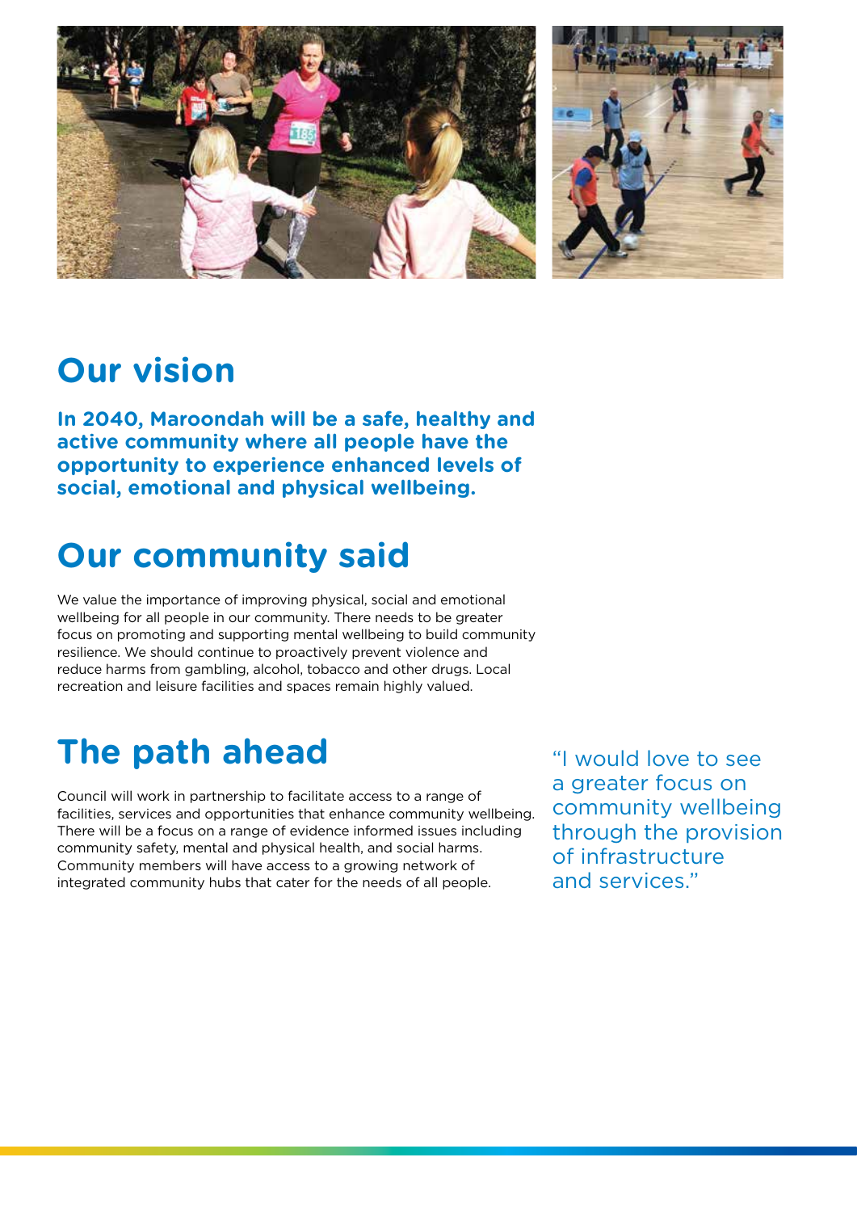## Our vision

**In 2040, Maroondah will be a safe, healthy and active community where all people have the opportunity to experience enhanced levels of social, emotional and physical wellbeing.**

## Our community said

We value the importance of improving physical, social and emotional wellbeing for all people in our community. There needs to be greater focus on promoting and supporting mental wellbeing to build community resilience. We should continue to proactively prevent violence and reduce harms from gambling, alcohol, tobacco and other drugs. Local recreation and leisure facilities and spaces remain highly valued.

## The path ahead

Council will work in partnership to facilitate access to a range of facilities, services and opportunities that enhance community wellbeing. There will be a focus on a range of evidence informed issues including community safety, mental and physical health, and social harms. Community members will have access to a growing network of integrated community hubs that cater for the needs of all people.

"I would love to see a greater focus on community wellbeing through the provision of infrastructure and services."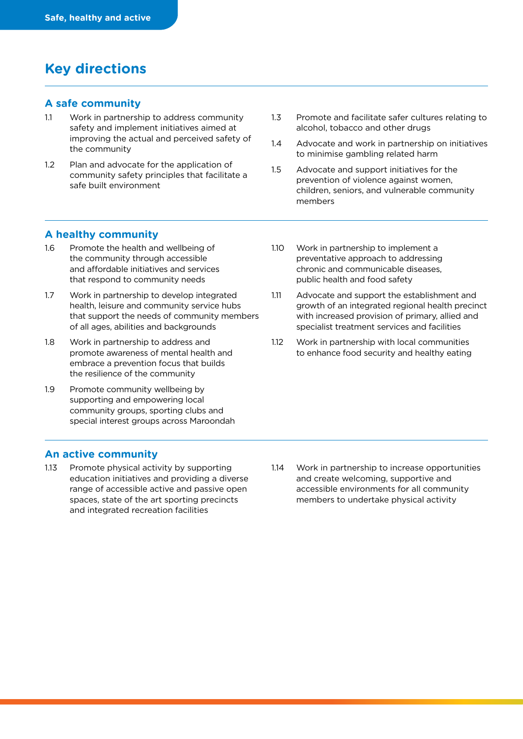# Key directions

## A safe community

1.1 Work in partnership to address community safety and implement initiatives aimed at improving the actual and perceived safety of the community

1.2 Plan and advocate for the application of community safety principles that facilitate a safe built environment

1.3 Promote and facilitate safer cultures relating to alcohol, tobacco and other drugs

1.4 Advocate and work in partnership on initiatives to minimise gambling related harm

1.5 Advocate and support initiatives for the prevention of violence against women, children, seniors, and vulnerable community members

## A healthy community

1.6 Promote the health and wellbeing of the community through accessible and affordable initiatives and services that respond to community needs

1.7 Work in partnership to develop integrated health, leisure and community service hubs that support the needs of community members of all ages, abilities and backgrounds

1.8 Work in partnership to address and promote awareness of mental health and embrace a prevention focus that builds the resilience of the community

1.9 Promote community wellbeing by supporting and empowering local community groups, sporting clubs and special interest groups across Maroondah

1.10 Work in partnership to implement a preventative approach to addressing chronic and communicable diseases, public health and food safety

1.11 Advocate and support the establishment and growth of an integrated regional health precinct with increased provision of primary, allied and specialist treatment services and facilities

1.12 Work in partnership with local communities to enhance food security and healthy eating

## An active community

1.13 Promote physical activity by supporting education initiatives and providing a diverse range of accessible active and passive open spaces, state of the art sporting precincts and integrated recreation facilities

1.14 Work in partnership to increase opportunities and create welcoming, supportive and accessible environments for all community members to undertake physical activity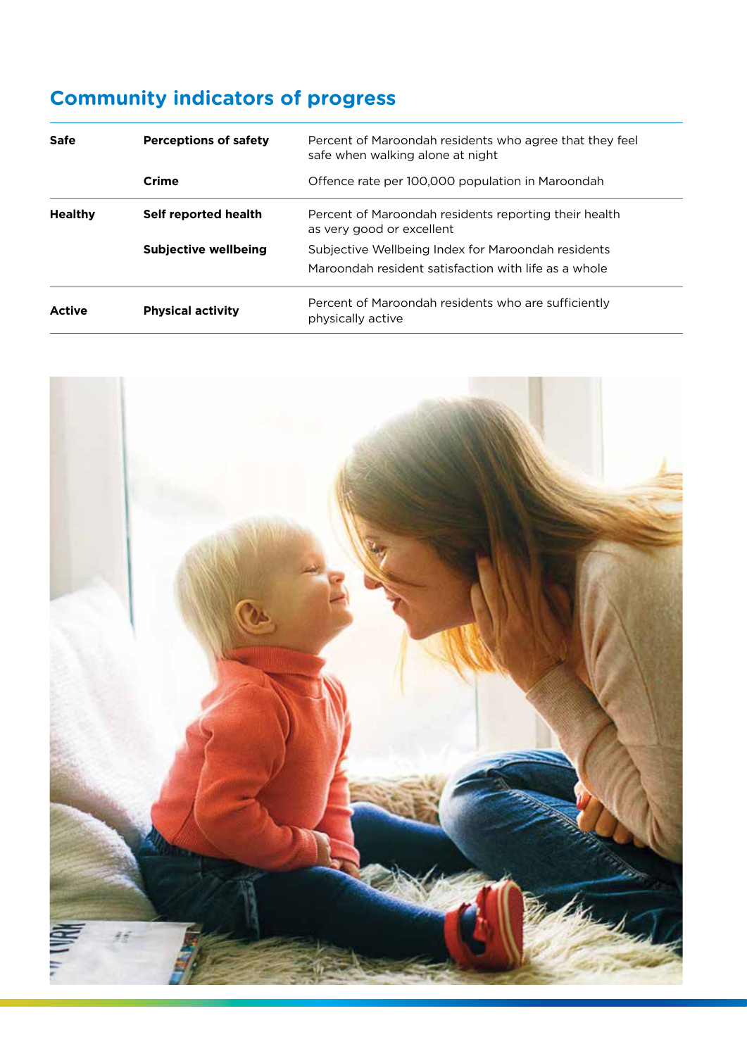## Community indicators of progress

| | | |
|---|---|---|
| **Safe** | **Perceptions of safety** | Percent of Maroondah residents who agree that they feel safe when walking alone at night |
| | **Crime** | Offence rate per 100,000 population in Maroondah |
| **Healthy** | **Self reported health** | Percent of Maroondah residents reporting their health as very good or excellent |
| | **Subjective wellbeing** | Subjective Wellbeing Index for Maroondah residents |
| | | Maroondah resident satisfaction with life as a whole |
| **Active** | **Physical activity** | Percent of Maroondah residents who are sufficiently physically active |